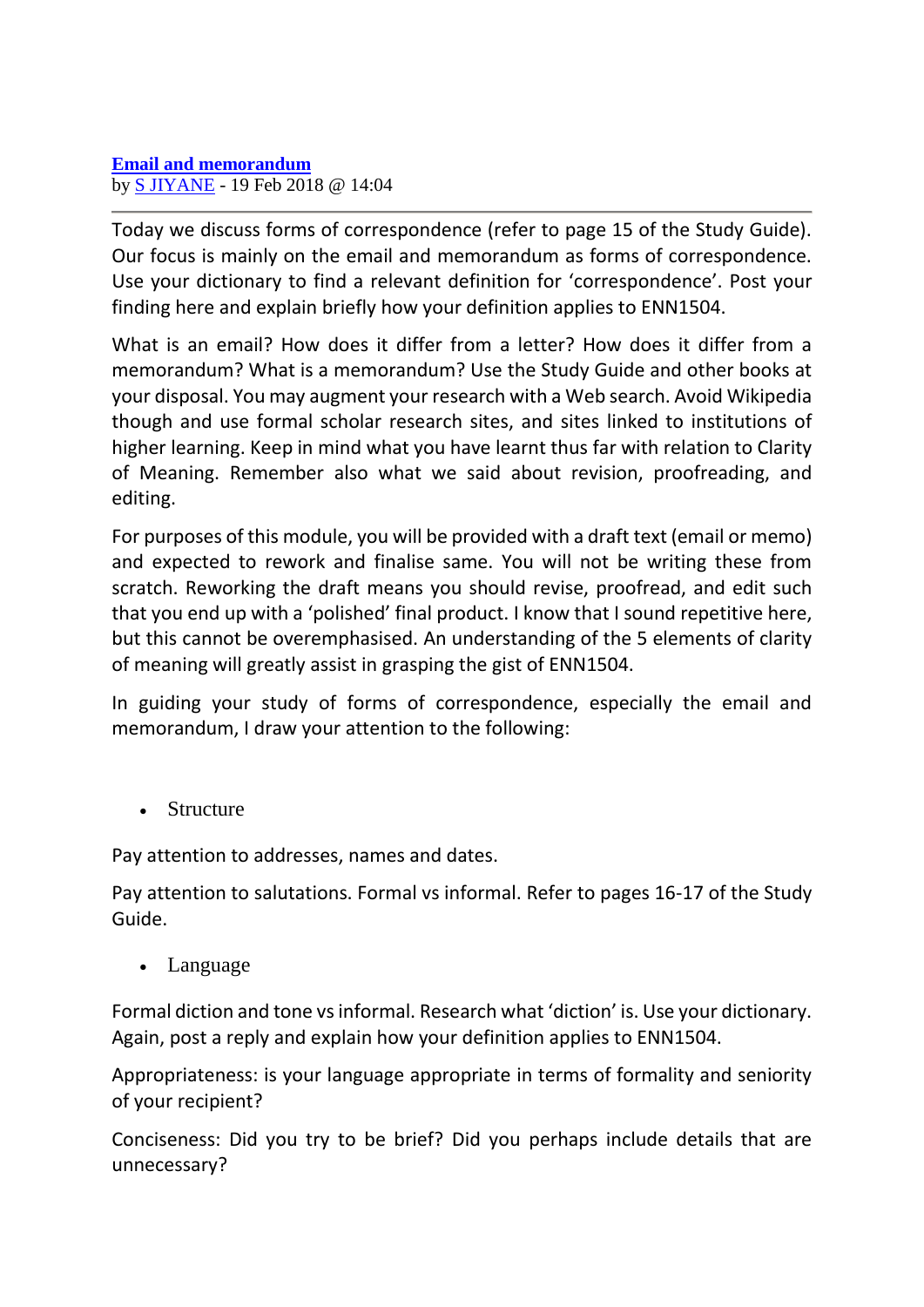**[Email and memorandum](#)**
by [S JIYANE](#) - 19 Feb 2018 @ 14:04

---

Today we discuss forms of correspondence (refer to page 15 of the Study Guide). Our focus is mainly on the email and memorandum as forms of correspondence. Use your dictionary to find a relevant definition for 'correspondence'. Post your finding here and explain briefly how your definition applies to ENN1504.

What is an email? How does it differ from a letter? How does it differ from a memorandum? What is a memorandum? Use the Study Guide and other books at your disposal. You may augment your research with a Web search. Avoid Wikipedia though and use formal scholar research sites, and sites linked to institutions of higher learning. Keep in mind what you have learnt thus far with relation to Clarity of Meaning. Remember also what we said about revision, proofreading, and editing.

For purposes of this module, you will be provided with a draft text (email or memo) and expected to rework and finalise same. You will not be writing these from scratch. Reworking the draft means you should revise, proofread, and edit such that you end up with a 'polished' final product. I know that I sound repetitive here, but this cannot be overemphasised. An understanding of the 5 elements of clarity of meaning will greatly assist in grasping the gist of ENN1504.

In guiding your study of forms of correspondence, especially the email and memorandum, I draw your attention to the following:

- Structure

Pay attention to addresses, names and dates.

Pay attention to salutations. Formal vs informal. Refer to pages 16-17 of the Study Guide.

- Language

Formal diction and tone vs informal. Research what 'diction' is. Use your dictionary. Again, post a reply and explain how your definition applies to ENN1504.

Appropriateness: is your language appropriate in terms of formality and seniority of your recipient?

Conciseness: Did you try to be brief? Did you perhaps include details that are unnecessary?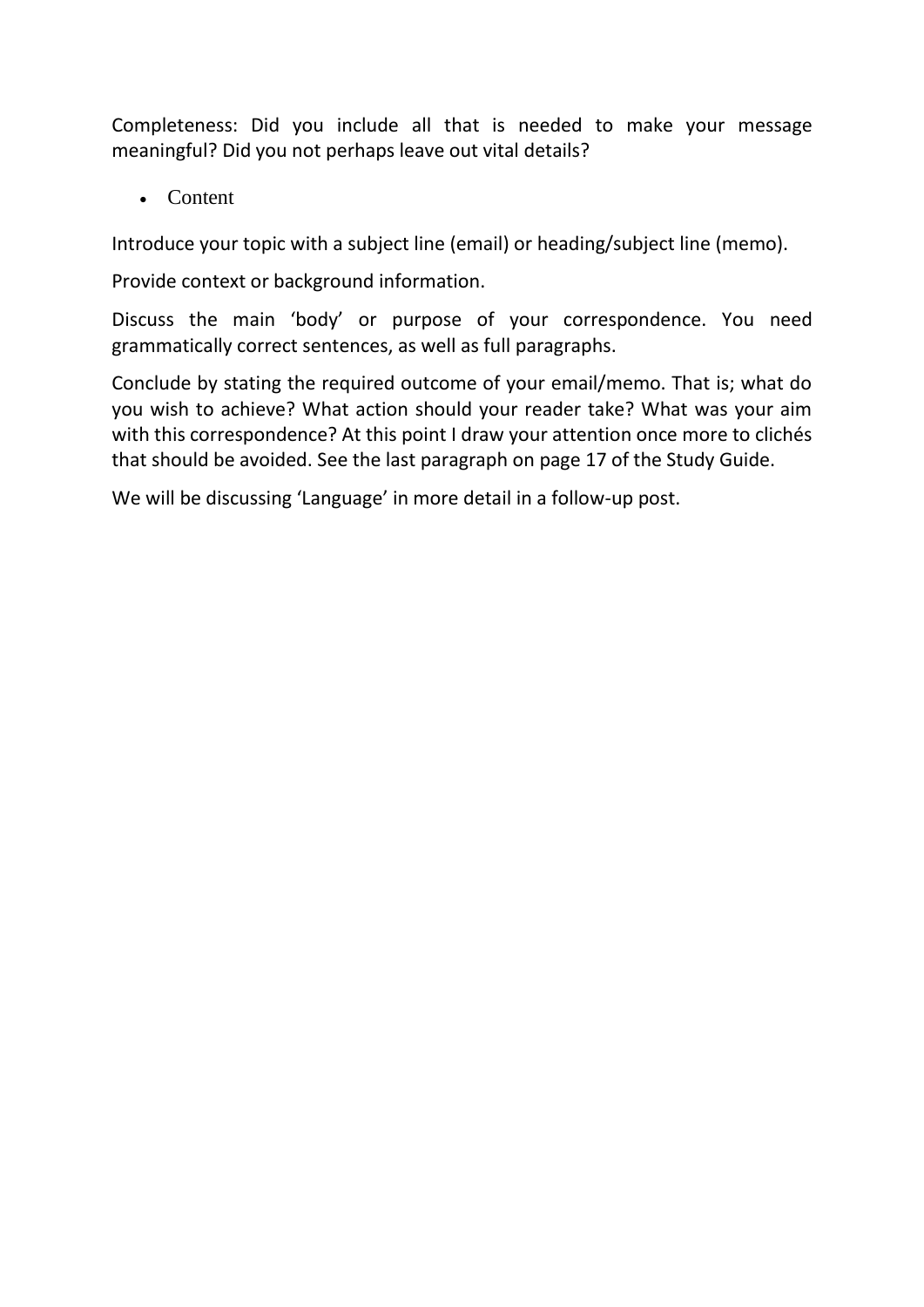Completeness: Did you include all that is needed to make your message meaningful? Did you not perhaps leave out vital details?

- Content

Introduce your topic with a subject line (email) or heading/subject line (memo).

Provide context or background information.

Discuss the main 'body' or purpose of your correspondence. You need grammatically correct sentences, as well as full paragraphs.

Conclude by stating the required outcome of your email/memo. That is; what do you wish to achieve? What action should your reader take? What was your aim with this correspondence? At this point I draw your attention once more to clichés that should be avoided. See the last paragraph on page 17 of the Study Guide.

We will be discussing 'Language' in more detail in a follow-up post.